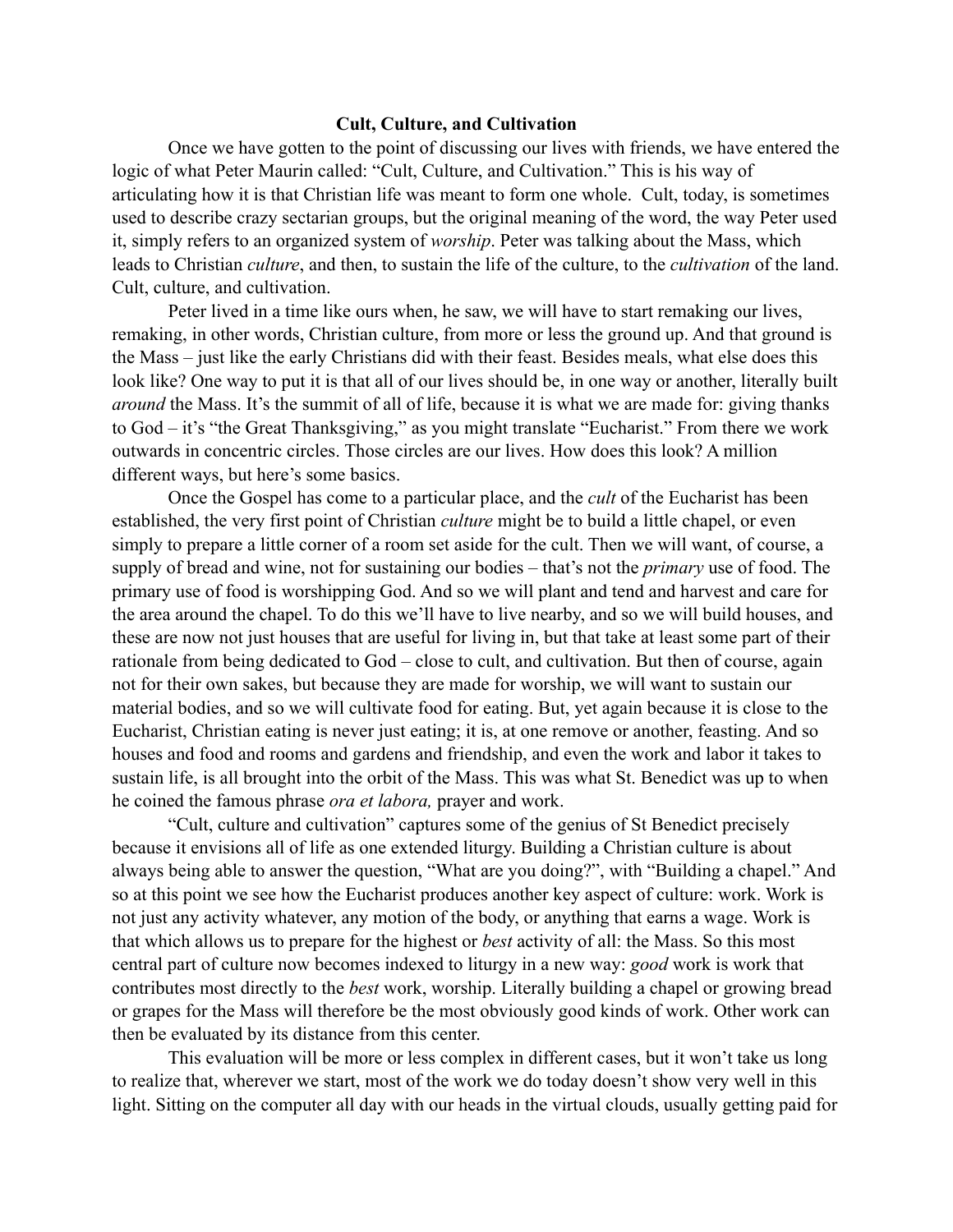# Cult, Culture, and Cultivation

Once we have gotten to the point of discussing our lives with friends, we have entered the logic of what Peter Maurin called: "Cult, Culture, and Cultivation." This is his way of articulating how it is that Christian life was meant to form one whole. Cult, today, is sometimes used to describe crazy sectarian groups, but the original meaning of the word, the way Peter used it, simply refers to an organized system of *worship*. Peter was talking about the Mass, which leads to Christian *culture*, and then, to sustain the life of the culture, to the *cultivation* of the land. Cult, culture, and cultivation.

Peter lived in a time like ours when, he saw, we will have to start remaking our lives, remaking, in other words, Christian culture, from more or less the ground up. And that ground is the Mass – just like the early Christians did with their feast. Besides meals, what else does this look like? One way to put it is that all of our lives should be, in one way or another, literally built *around* the Mass. It's the summit of all of life, because it is what we are made for: giving thanks to God – it's "the Great Thanksgiving," as you might translate "Eucharist." From there we work outwards in concentric circles. Those circles are our lives. How does this look? A million different ways, but here's some basics.

Once the Gospel has come to a particular place, and the *cult* of the Eucharist has been established, the very first point of Christian *culture* might be to build a little chapel, or even simply to prepare a little corner of a room set aside for the cult. Then we will want, of course, a supply of bread and wine, not for sustaining our bodies – that's not the *primary* use of food. The primary use of food is worshipping God. And so we will plant and tend and harvest and care for the area around the chapel. To do this we'll have to live nearby, and so we will build houses, and these are now not just houses that are useful for living in, but that take at least some part of their rationale from being dedicated to God – close to cult, and cultivation. But then of course, again not for their own sakes, but because they are made for worship, we will want to sustain our material bodies, and so we will cultivate food for eating. But, yet again because it is close to the Eucharist, Christian eating is never just eating; it is, at one remove or another, feasting. And so houses and food and rooms and gardens and friendship, and even the work and labor it takes to sustain life, is all brought into the orbit of the Mass. This was what St. Benedict was up to when he coined the famous phrase *ora et labora,* prayer and work.

"Cult, culture and cultivation" captures some of the genius of St Benedict precisely because it envisions all of life as one extended liturgy. Building a Christian culture is about always being able to answer the question, "What are you doing?", with "Building a chapel." And so at this point we see how the Eucharist produces another key aspect of culture: work. Work is not just any activity whatever, any motion of the body, or anything that earns a wage. Work is that which allows us to prepare for the highest or *best* activity of all: the Mass. So this most central part of culture now becomes indexed to liturgy in a new way: *good* work is work that contributes most directly to the *best* work, worship. Literally building a chapel or growing bread or grapes for the Mass will therefore be the most obviously good kinds of work. Other work can then be evaluated by its distance from this center.

This evaluation will be more or less complex in different cases, but it won't take us long to realize that, wherever we start, most of the work we do today doesn't show very well in this light. Sitting on the computer all day with our heads in the virtual clouds, usually getting paid for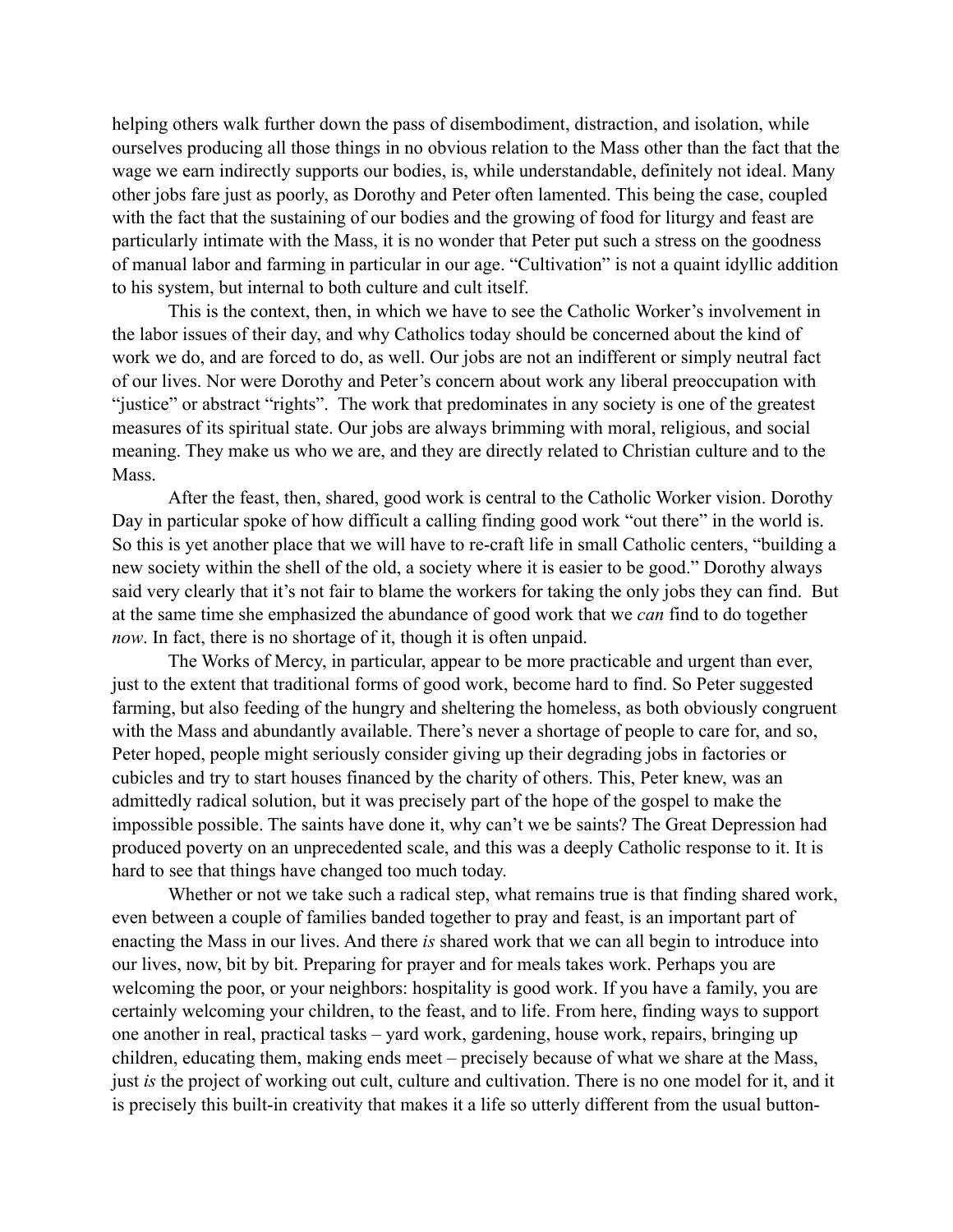helping others walk further down the pass of disembodiment, distraction, and isolation, while ourselves producing all those things in no obvious relation to the Mass other than the fact that the wage we earn indirectly supports our bodies, is, while understandable, definitely not ideal. Many other jobs fare just as poorly, as Dorothy and Peter often lamented. This being the case, coupled with the fact that the sustaining of our bodies and the growing of food for liturgy and feast are particularly intimate with the Mass, it is no wonder that Peter put such a stress on the goodness of manual labor and farming in particular in our age. "Cultivation" is not a quaint idyllic addition to his system, but internal to both culture and cult itself.

This is the context, then, in which we have to see the Catholic Worker's involvement in the labor issues of their day, and why Catholics today should be concerned about the kind of work we do, and are forced to do, as well. Our jobs are not an indifferent or simply neutral fact of our lives. Nor were Dorothy and Peter's concern about work any liberal preoccupation with "justice" or abstract "rights". The work that predominates in any society is one of the greatest measures of its spiritual state. Our jobs are always brimming with moral, religious, and social meaning. They make us who we are, and they are directly related to Christian culture and to the Mass.

After the feast, then, shared, good work is central to the Catholic Worker vision. Dorothy Day in particular spoke of how difficult a calling finding good work "out there" in the world is. So this is yet another place that we will have to re-craft life in small Catholic centers, "building a new society within the shell of the old, a society where it is easier to be good." Dorothy always said very clearly that it's not fair to blame the workers for taking the only jobs they can find. But at the same time she emphasized the abundance of good work that we *can* find to do together *now*. In fact, there is no shortage of it, though it is often unpaid.

The Works of Mercy, in particular, appear to be more practicable and urgent than ever, just to the extent that traditional forms of good work, become hard to find. So Peter suggested farming, but also feeding of the hungry and sheltering the homeless, as both obviously congruent with the Mass and abundantly available. There's never a shortage of people to care for, and so, Peter hoped, people might seriously consider giving up their degrading jobs in factories or cubicles and try to start houses financed by the charity of others. This, Peter knew, was an admittedly radical solution, but it was precisely part of the hope of the gospel to make the impossible possible. The saints have done it, why can't we be saints? The Great Depression had produced poverty on an unprecedented scale, and this was a deeply Catholic response to it. It is hard to see that things have changed too much today.

Whether or not we take such a radical step, what remains true is that finding shared work, even between a couple of families banded together to pray and feast, is an important part of enacting the Mass in our lives. And there *is* shared work that we can all begin to introduce into our lives, now, bit by bit. Preparing for prayer and for meals takes work. Perhaps you are welcoming the poor, or your neighbors: hospitality is good work. If you have a family, you are certainly welcoming your children, to the feast, and to life. From here, finding ways to support one another in real, practical tasks – yard work, gardening, house work, repairs, bringing up children, educating them, making ends meet – precisely because of what we share at the Mass, just *is* the project of working out cult, culture and cultivation. There is no one model for it, and it is precisely this built-in creativity that makes it a life so utterly different from the usual button-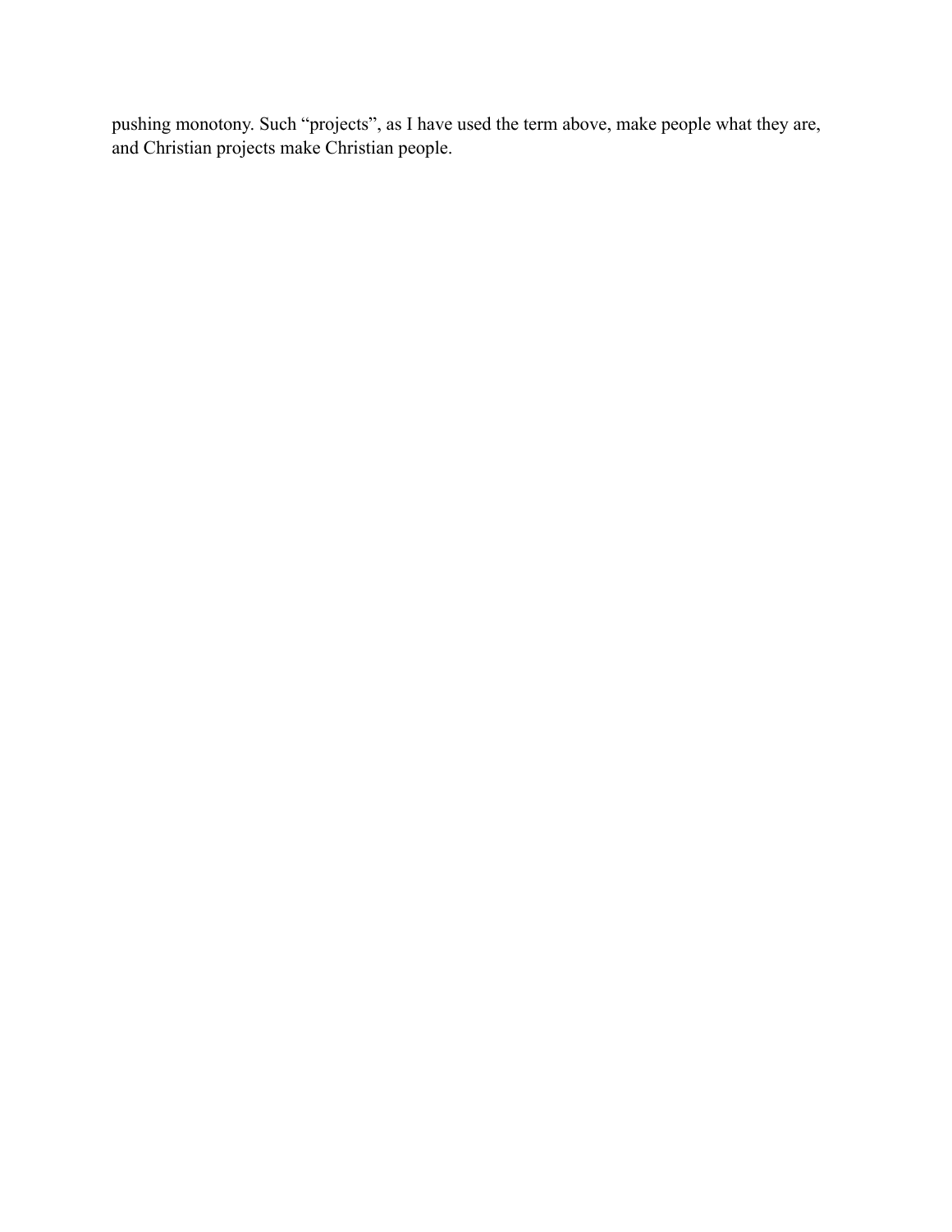pushing monotony. Such “projects”, as I have used the term above, make people what they are, and Christian projects make Christian people.